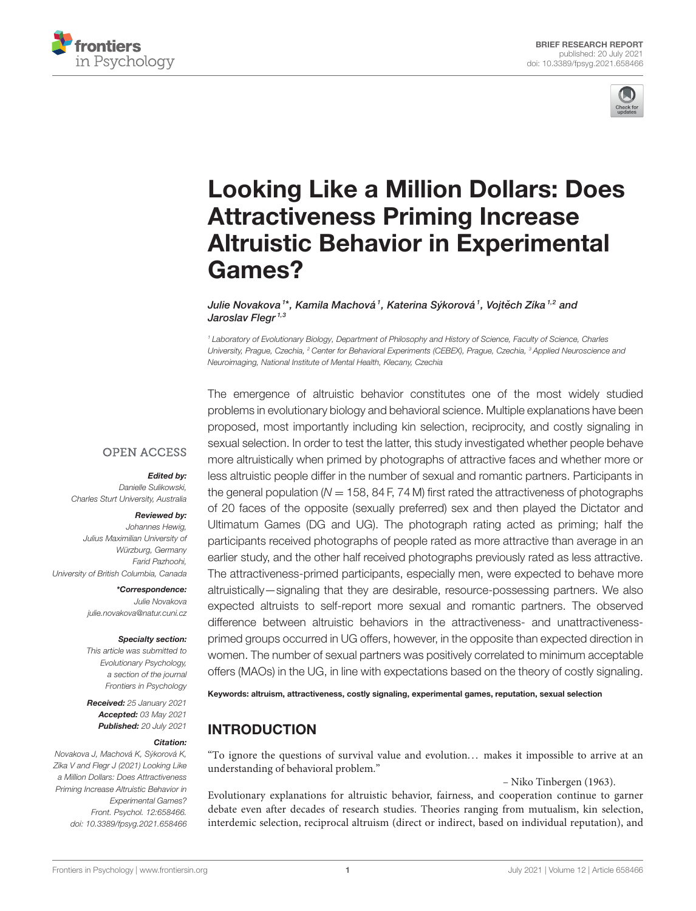BRIEF RESEARCH REPORT
published: 20 July 2021
doi: 10.3389/fpsyg.2021.658466

# Looking Like a Million Dollars: Does Attractiveness Priming Increase Altruistic Behavior in Experimental Games?

*Julie Novakova[1]*, Kamila Machová[1], Katerina Sýkorová[1], Vojtěch Zíka[1,2] and Jaroslav Flegr[1,3]*

[1] Laboratory of Evolutionary Biology, Department of Philosophy and History of Science, Faculty of Science, Charles University, Prague, Czechia, [2] Center for Behavioral Experiments (CEBEX), Prague, Czechia, [3] Applied Neuroscience and Neuroimaging, National Institute of Mental Health, Klecany, Czechia

OPEN ACCESS

***Edited by:***
*Danielle Sulikowski,*
*Charles Sturt University, Australia*

***Reviewed by:***
*Johannes Hewig,*
*Julius Maximilian University of Würzburg, Germany*
*Farid Pazhoohi,*
*University of British Columbia, Canada*

***\*Correspondence:***
*Julie Novakova*
*julie.novakova@natur.cuni.cz*

***Specialty section:***
*This article was submitted to Evolutionary Psychology, a section of the journal Frontiers in Psychology*

***Received:*** *25 January 2021*
***Accepted:*** *03 May 2021*
***Published:*** *20 July 2021*

***Citation:***
*Novakova J, Machová K, Sýkorová K, Zíka V and Flegr J (2021) Looking Like a Million Dollars: Does Attractiveness Priming Increase Altruistic Behavior in Experimental Games? Front. Psychol. 12:658466. doi: 10.3389/fpsyg.2021.658466*

The emergence of altruistic behavior constitutes one of the most widely studied problems in evolutionary biology and behavioral science. Multiple explanations have been proposed, most importantly including kin selection, reciprocity, and costly signaling in sexual selection. In order to test the latter, this study investigated whether people behave more altruistically when primed by photographs of attractive faces and whether more or less altruistic people differ in the number of sexual and romantic partners. Participants in the general population ($N = 158$, 84 F, 74 M) first rated the attractiveness of photographs of 20 faces of the opposite (sexually preferred) sex and then played the Dictator and Ultimatum Games (DG and UG). The photograph rating acted as priming; half the participants received photographs of people rated as more attractive than average in an earlier study, and the other half received photographs previously rated as less attractive. The attractiveness-primed participants, especially men, were expected to behave more altruistically—signaling that they are desirable, resource-possessing partners. We also expected altruists to self-report more sexual and romantic partners. The observed difference between altruistic behaviors in the attractiveness- and unattractiveness-primed groups occurred in UG offers, however, in the opposite than expected direction in women. The number of sexual partners was positively correlated to minimum acceptable offers (MAOs) in the UG, in line with expectations based on the theory of costly signaling.

**Keywords: altruism, attractiveness, costly signaling, experimental games, reputation, sexual selection**

## INTRODUCTION

"To ignore the questions of survival value and evolution… makes it impossible to arrive at an understanding of behavioral problem."

– Niko Tinbergen (1963).

Evolutionary explanations for altruistic behavior, fairness, and cooperation continue to garner debate even after decades of research studies. Theories ranging from mutualism, kin selection, interdemic selection, reciprocal altruism (direct or indirect, based on individual reputation), and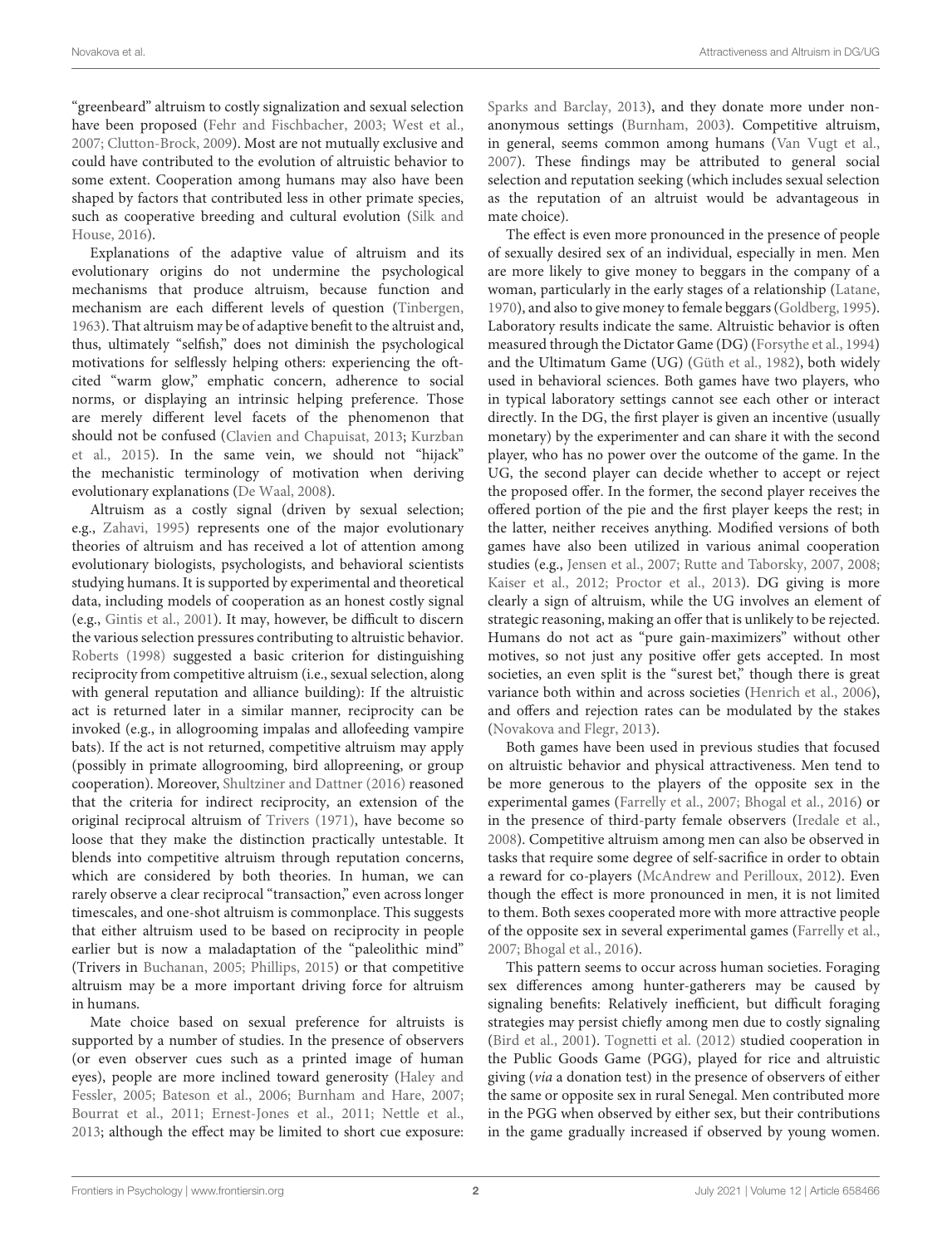"greenbeard" altruism to costly signalization and sexual selection have been proposed (Fehr and Fischbacher, 2003; West et al., 2007; Clutton-Brock, 2009). Most are not mutually exclusive and could have contributed to the evolution of altruistic behavior to some extent. Cooperation among humans may also have been shaped by factors that contributed less in other primate species, such as cooperative breeding and cultural evolution (Silk and House, 2016).

Explanations of the adaptive value of altruism and its evolutionary origins do not undermine the psychological mechanisms that produce altruism, because function and mechanism are each different levels of question (Tinbergen, 1963). That altruism may be of adaptive benefit to the altruist and, thus, ultimately "selfish," does not diminish the psychological motivations for selflessly helping others: experiencing the oft-cited "warm glow," emphatic concern, adherence to social norms, or displaying an intrinsic helping preference. Those are merely different level facets of the phenomenon that should not be confused (Clavien and Chapuisat, 2013; Kurzban et al., 2015). In the same vein, we should not "hijack" the mechanistic terminology of motivation when deriving evolutionary explanations (De Waal, 2008).

Altruism as a costly signal (driven by sexual selection; e.g., Zahavi, 1995) represents one of the major evolutionary theories of altruism and has received a lot of attention among evolutionary biologists, psychologists, and behavioral scientists studying humans. It is supported by experimental and theoretical data, including models of cooperation as an honest costly signal (e.g., Gintis et al., 2001). It may, however, be difficult to discern the various selection pressures contributing to altruistic behavior. Roberts (1998) suggested a basic criterion for distinguishing reciprocity from competitive altruism (i.e., sexual selection, along with general reputation and alliance building): If the altruistic act is returned later in a similar manner, reciprocity can be invoked (e.g., in allogrooming impalas and allofeeding vampire bats). If the act is not returned, competitive altruism may apply (possibly in primate allogrooming, bird allopreening, or group cooperation). Moreover, Shultziner and Dattner (2016) reasoned that the criteria for indirect reciprocity, an extension of the original reciprocal altruism of Trivers (1971), have become so loose that they make the distinction practically untestable. It blends into competitive altruism through reputation concerns, which are considered by both theories. In human, we can rarely observe a clear reciprocal "transaction," even across longer timescales, and one-shot altruism is commonplace. This suggests that either altruism used to be based on reciprocity in people earlier but is now a maladaptation of the "paleolithic mind" (Trivers in Buchanan, 2005; Phillips, 2015) or that competitive altruism may be a more important driving force for altruism in humans.

Mate choice based on sexual preference for altruists is supported by a number of studies. In the presence of observers (or even observer cues such as a printed image of human eyes), people are more inclined toward generosity (Haley and Fessler, 2005; Bateson et al., 2006; Burnham and Hare, 2007; Bourrat et al., 2011; Ernest-Jones et al., 2011; Nettle et al., 2013; although the effect may be limited to short cue exposure: Sparks and Barclay, 2013), and they donate more under non-anonymous settings (Burnham, 2003). Competitive altruism, in general, seems common among humans (Van Vugt et al., 2007). These findings may be attributed to general social selection and reputation seeking (which includes sexual selection as the reputation of an altruist would be advantageous in mate choice).

The effect is even more pronounced in the presence of people of sexually desired sex of an individual, especially in men. Men are more likely to give money to beggars in the company of a woman, particularly in the early stages of a relationship (Latane, 1970), and also to give money to female beggars (Goldberg, 1995). Laboratory results indicate the same. Altruistic behavior is often measured through the Dictator Game (DG) (Forsythe et al., 1994) and the Ultimatum Game (UG) (Güth et al., 1982), both widely used in behavioral sciences. Both games have two players, who in typical laboratory settings cannot see each other or interact directly. In the DG, the first player is given an incentive (usually monetary) by the experimenter and can share it with the second player, who has no power over the outcome of the game. In the UG, the second player can decide whether to accept or reject the proposed offer. In the former, the second player receives the offered portion of the pie and the first player keeps the rest; in the latter, neither receives anything. Modified versions of both games have also been utilized in various animal cooperation studies (e.g., Jensen et al., 2007; Rutte and Taborsky, 2007, 2008; Kaiser et al., 2012; Proctor et al., 2013). DG giving is more clearly a sign of altruism, while the UG involves an element of strategic reasoning, making an offer that is unlikely to be rejected. Humans do not act as "pure gain-maximizers" without other motives, so not just any positive offer gets accepted. In most societies, an even split is the "surest bet," though there is great variance both within and across societies (Henrich et al., 2006), and offers and rejection rates can be modulated by the stakes (Novakova and Flegr, 2013).

Both games have been used in previous studies that focused on altruistic behavior and physical attractiveness. Men tend to be more generous to the players of the opposite sex in the experimental games (Farrelly et al., 2007; Bhogal et al., 2016) or in the presence of third-party female observers (Iredale et al., 2008). Competitive altruism among men can also be observed in tasks that require some degree of self-sacrifice in order to obtain a reward for co-players (McAndrew and Perilloux, 2012). Even though the effect is more pronounced in men, it is not limited to them. Both sexes cooperated more with more attractive people of the opposite sex in several experimental games (Farrelly et al., 2007; Bhogal et al., 2016).

This pattern seems to occur across human societies. Foraging sex differences among hunter-gatherers may be caused by signaling benefits: Relatively inefficient, but difficult foraging strategies may persist chiefly among men due to costly signaling (Bird et al., 2001). Tognetti et al. (2012) studied cooperation in the Public Goods Game (PGG), played for rice and altruistic giving (*via* a donation test) in the presence of observers of either the same or opposite sex in rural Senegal. Men contributed more in the PGG when observed by either sex, but their contributions in the game gradually increased if observed by young women.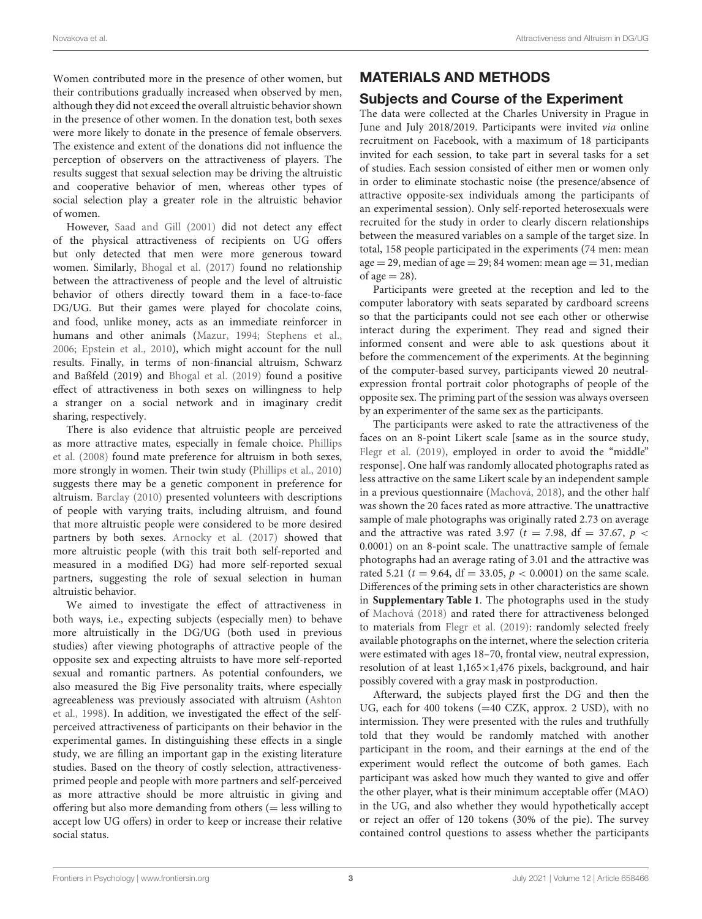Women contributed more in the presence of other women, but their contributions gradually increased when observed by men, although they did not exceed the overall altruistic behavior shown in the presence of other women. In the donation test, both sexes were more likely to donate in the presence of female observers. The existence and extent of the donations did not influence the perception of observers on the attractiveness of players. The results suggest that sexual selection may be driving the altruistic and cooperative behavior of men, whereas other types of social selection play a greater role in the altruistic behavior of women.

However, Saad and Gill (2001) did not detect any effect of the physical attractiveness of recipients on UG offers but only detected that men were more generous toward women. Similarly, Bhogal et al. (2017) found no relationship between the attractiveness of people and the level of altruistic behavior of others directly toward them in a face-to-face DG/UG. But their games were played for chocolate coins, and food, unlike money, acts as an immediate reinforcer in humans and other animals (Mazur, 1994; Stephens et al., 2006; Epstein et al., 2010), which might account for the null results. Finally, in terms of non-financial altruism, Schwarz and Baßfeld (2019) and Bhogal et al. (2019) found a positive effect of attractiveness in both sexes on willingness to help a stranger on a social network and in imaginary credit sharing, respectively.

There is also evidence that altruistic people are perceived as more attractive mates, especially in female choice. Phillips et al. (2008) found mate preference for altruism in both sexes, more strongly in women. Their twin study (Phillips et al., 2010) suggests there may be a genetic component in preference for altruism. Barclay (2010) presented volunteers with descriptions of people with varying traits, including altruism, and found that more altruistic people were considered to be more desired partners by both sexes. Arnocky et al. (2017) showed that more altruistic people (with this trait both self-reported and measured in a modified DG) had more self-reported sexual partners, suggesting the role of sexual selection in human altruistic behavior.

We aimed to investigate the effect of attractiveness in both ways, i.e., expecting subjects (especially men) to behave more altruistically in the DG/UG (both used in previous studies) after viewing photographs of attractive people of the opposite sex and expecting altruists to have more self-reported sexual and romantic partners. As potential confounders, we also measured the Big Five personality traits, where especially agreeableness was previously associated with altruism (Ashton et al., 1998). In addition, we investigated the effect of the self-perceived attractiveness of participants on their behavior in the experimental games. In distinguishing these effects in a single study, we are filling an important gap in the existing literature studies. Based on the theory of costly selection, attractiveness-primed people and people with more partners and self-perceived as more attractive should be more altruistic in giving and offering but also more demanding from others (= less willing to accept low UG offers) in order to keep or increase their relative social status.

## MATERIALS AND METHODS

### Subjects and Course of the Experiment

The data were collected at the Charles University in Prague in June and July 2018/2019. Participants were invited *via* online recruitment on Facebook, with a maximum of 18 participants invited for each session, to take part in several tasks for a set of studies. Each session consisted of either men or women only in order to eliminate stochastic noise (the presence/absence of attractive opposite-sex individuals among the participants of an experimental session). Only self-reported heterosexuals were recruited for the study in order to clearly discern relationships between the measured variables on a sample of the target size. In total, 158 people participated in the experiments (74 men: mean age = 29, median of age = 29; 84 women: mean age = 31, median of age = 28).

Participants were greeted at the reception and led to the computer laboratory with seats separated by cardboard screens so that the participants could not see each other or otherwise interact during the experiment. They read and signed their informed consent and were able to ask questions about it before the commencement of the experiments. At the beginning of the computer-based survey, participants viewed 20 neutral-expression frontal portrait color photographs of people of the opposite sex. The priming part of the session was always overseen by an experimenter of the same sex as the participants.

The participants were asked to rate the attractiveness of the faces on an 8-point Likert scale [same as in the source study, Flegr et al. (2019), employed in order to avoid the "middle" response]. One half was randomly allocated photographs rated as less attractive on the same Likert scale by an independent sample in a previous questionnaire (Machová, 2018), and the other half was shown the 20 faces rated as more attractive. The unattractive sample of male photographs was originally rated 2.73 on average and the attractive was rated 3.97 ($t = 7.98$, df = 37.67, $p < 0.0001$) on an 8-point scale. The unattractive sample of female photographs had an average rating of 3.01 and the attractive was rated 5.21 ($t = 9.64$, df = 33.05, $p < 0.0001$) on the same scale. Differences of the priming sets in other characteristics are shown in **Supplementary Table 1**. The photographs used in the study of Machová (2018) and rated there for attractiveness belonged to materials from Flegr et al. (2019): randomly selected freely available photographs on the internet, where the selection criteria were estimated with ages 18–70, frontal view, neutral expression, resolution of at least 1,165×1,476 pixels, background, and hair possibly covered with a gray mask in postproduction.

Afterward, the subjects played first the DG and then the UG, each for 400 tokens (=40 CZK, approx. 2 USD), with no intermission. They were presented with the rules and truthfully told that they would be randomly matched with another participant in the room, and their earnings at the end of the experiment would reflect the outcome of both games. Each participant was asked how much they wanted to give and offer the other player, what is their minimum acceptable offer (MAO) in the UG, and also whether they would hypothetically accept or reject an offer of 120 tokens (30% of the pie). The survey contained control questions to assess whether the participants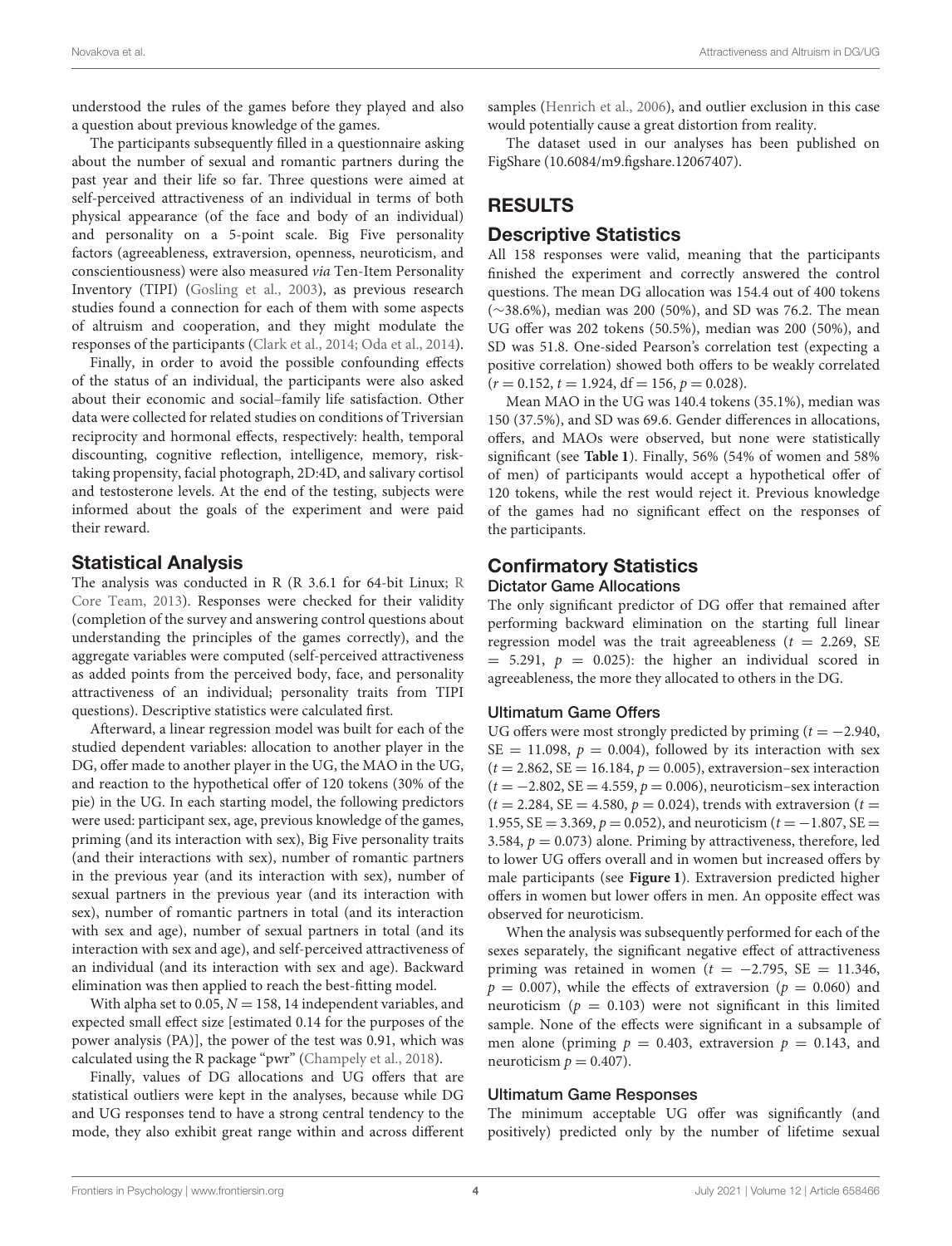understood the rules of the games before they played and also a question about previous knowledge of the games.

The participants subsequently filled in a questionnaire asking about the number of sexual and romantic partners during the past year and their life so far. Three questions were aimed at self-perceived attractiveness of an individual in terms of both physical appearance (of the face and body of an individual) and personality on a 5-point scale. Big Five personality factors (agreeableness, extraversion, openness, neuroticism, and conscientiousness) were also measured *via* Ten-Item Personality Inventory (TIPI) (Gosling et al., 2003), as previous research studies found a connection for each of them with some aspects of altruism and cooperation, and they might modulate the responses of the participants (Clark et al., 2014; Oda et al., 2014).

Finally, in order to avoid the possible confounding effects of the status of an individual, the participants were also asked about their economic and social–family life satisfaction. Other data were collected for related studies on conditions of Triversian reciprocity and hormonal effects, respectively: health, temporal discounting, cognitive reflection, intelligence, memory, risk-taking propensity, facial photograph, 2D:4D, and salivary cortisol and testosterone levels. At the end of the testing, subjects were informed about the goals of the experiment and were paid their reward.

## Statistical Analysis

The analysis was conducted in R (R 3.6.1 for 64-bit Linux; R Core Team, 2013). Responses were checked for their validity (completion of the survey and answering control questions about understanding the principles of the games correctly), and the aggregate variables were computed (self-perceived attractiveness as added points from the perceived body, face, and personality attractiveness of an individual; personality traits from TIPI questions). Descriptive statistics were calculated first.

Afterward, a linear regression model was built for each of the studied dependent variables: allocation to another player in the DG, offer made to another player in the UG, the MAO in the UG, and reaction to the hypothetical offer of 120 tokens (30% of the pie) in the UG. In each starting model, the following predictors were used: participant sex, age, previous knowledge of the games, priming (and its interaction with sex), Big Five personality traits (and their interactions with sex), number of romantic partners in the previous year (and its interaction with sex), number of sexual partners in the previous year (and its interaction with sex), number of romantic partners in total (and its interaction with sex and age), number of sexual partners in total (and its interaction with sex and age), and self-perceived attractiveness of an individual (and its interaction with sex and age). Backward elimination was then applied to reach the best-fitting model.

With alpha set to 0.05, $N = 158$, 14 independent variables, and expected small effect size [estimated 0.14 for the purposes of the power analysis (PA)], the power of the test was 0.91, which was calculated using the R package "pwr" (Champely et al., 2018).

Finally, values of DG allocations and UG offers that are statistical outliers were kept in the analyses, because while DG and UG responses tend to have a strong central tendency to the mode, they also exhibit great range within and across different samples (Henrich et al., 2006), and outlier exclusion in this case would potentially cause a great distortion from reality.

The dataset used in our analyses has been published on FigShare (10.6084/m9.figshare.12067407).

# RESULTS

## Descriptive Statistics

All 158 responses were valid, meaning that the participants finished the experiment and correctly answered the control questions. The mean DG allocation was 154.4 out of 400 tokens (~38.6%), median was 200 (50%), and SD was 76.2. The mean UG offer was 202 tokens (50.5%), median was 200 (50%), and SD was 51.8. One-sided Pearson's correlation test (expecting a positive correlation) showed both offers to be weakly correlated ($r = 0.152$, $t = 1.924$, $df = 156$, $p = 0.028$).

Mean MAO in the UG was 140.4 tokens (35.1%), median was 150 (37.5%), and SD was 69.6. Gender differences in allocations, offers, and MAOs were observed, but none were statistically significant (see **Table 1**). Finally, 56% (54% of women and 58% of men) of participants would accept a hypothetical offer of 120 tokens, while the rest would reject it. Previous knowledge of the games had no significant effect on the responses of the participants.

## Confirmatory Statistics

### Dictator Game Allocations

The only significant predictor of DG offer that remained after performing backward elimination on the starting full linear regression model was the trait agreeableness ($t = 2.269$, $SE = 5.291$, $p = 0.025$): the higher an individual scored in agreeableness, the more they allocated to others in the DG.

### Ultimatum Game Offers

UG offers were most strongly predicted by priming ($t = -2.940$, $SE = 11.098$, $p = 0.004$), followed by its interaction with sex ($t = 2.862$, $SE = 16.184$, $p = 0.005$), extraversion–sex interaction ($t = -2.802$, $SE = 4.559$, $p = 0.006$), neuroticism–sex interaction ($t = 2.284$, $SE = 4.580$, $p = 0.024$), trends with extraversion ($t = 1.955$, $SE = 3.369$, $p = 0.052$), and neuroticism ($t = -1.807$, $SE = 3.584$, $p = 0.073$) alone. Priming by attractiveness, therefore, led to lower UG offers overall and in women but increased offers by male participants (see **Figure 1**). Extraversion predicted higher offers in women but lower offers in men. An opposite effect was observed for neuroticism.

When the analysis was subsequently performed for each of the sexes separately, the significant negative effect of attractiveness priming was retained in women ($t = -2.795$, $SE = 11.346$, $p = 0.007$), while the effects of extraversion ($p = 0.060$) and neuroticism ($p = 0.103$) were not significant in this limited sample. None of the effects were significant in a subsample of men alone (priming $p = 0.403$, extraversion $p = 0.143$, and neuroticism $p = 0.407$).

### Ultimatum Game Responses

The minimum acceptable UG offer was significantly (and positively) predicted only by the number of lifetime sexual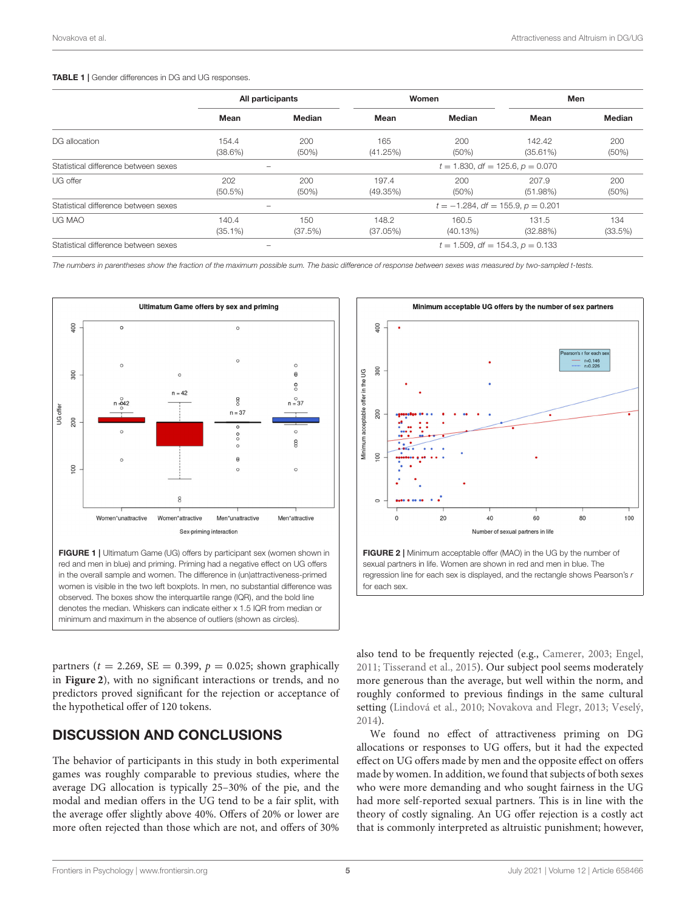**TABLE 1** | Gender differences in DG and UG responses.

| | All participants | | Women | | Men | |
|---|---|---|---|---|---|---|
| | Mean | Median | Mean | Median | Mean | Median |
| DG allocation | 154.4 (38.6%) | 200 (50%) | 165 (41.25%) | 200 (50%) | 142.42 (35.61%) | 200 (50%) |
| Statistical difference between sexes | – | | $t = 1.830$, $df = 125.6$, $p = 0.070$ | | | |
| UG offer | 202 (50.5%) | 200 (50%) | 197.4 (49.35%) | 200 (50%) | 207.9 (51.98%) | 200 (50%) |
| Statistical difference between sexes | – | | $t = -1.284$, $df = 155.9$, $p = 0.201$ | | | |
| UG MAO | 140.4 (35.1%) | 150 (37.5%) | 148.2 (37.05%) | 160.5 (40.13%) | 131.5 (32.88%) | 134 (33.5%) |
| Statistical difference between sexes | – | | $t = 1.509$, $df = 154.3$, $p = 0.133$ | | | |

*The numbers in parentheses show the fraction of the maximum possible sum. The basic difference of response between sexes was measured by two-sampled t-tests.*

**FIGURE 1** | Ultimatum Game (UG) offers by participant sex (women shown in red and men in blue) and priming. Priming had a negative effect on UG offers in the overall sample and women. The difference in (un)attractiveness-primed women is visible in the two left boxplots. In men, no substantial difference was observed. The boxes show the interquartile range (IQR), and the bold line denotes the median. Whiskers can indicate either x 1.5 IQR from median or minimum and maximum in the absence of outliers (shown as circles).

**FIGURE 2** | Minimum acceptable offer (MAO) in the UG by the number of sexual partners in life. Women are shown in red and men in blue. The regression line for each sex is displayed, and the rectangle shows Pearson's *r* for each sex.

partners ($t = 2.269$, SE $= 0.399$, $p = 0.025$; shown graphically in **Figure 2**), with no significant interactions or trends, and no predictors proved significant for the rejection or acceptance of the hypothetical offer of 120 tokens.

## DISCUSSION AND CONCLUSIONS

The behavior of participants in this study in both experimental games was roughly comparable to previous studies, where the average DG allocation is typically 25–30% of the pie, and the modal and median offers in the UG tend to be a fair split, with the average offer slightly above 40%. Offers of 20% or lower are more often rejected than those which are not, and offers of 30% also tend to be frequently rejected (e.g., Camerer, 2003; Engel, 2011; Tisserand et al., 2015). Our subject pool seems moderately more generous than the average, but well within the norm, and roughly conformed to previous findings in the same cultural setting (Lindová et al., 2010; Novakova and Flegr, 2013; Veselý, 2014).

We found no effect of attractiveness priming on DG allocations or responses to UG offers, but it had the expected effect on UG offers made by men and the opposite effect on offers made by women. In addition, we found that subjects of both sexes who were more demanding and who sought fairness in the UG had more self-reported sexual partners. This is in line with the theory of costly signaling. An UG offer rejection is a costly act that is commonly interpreted as altruistic punishment; however,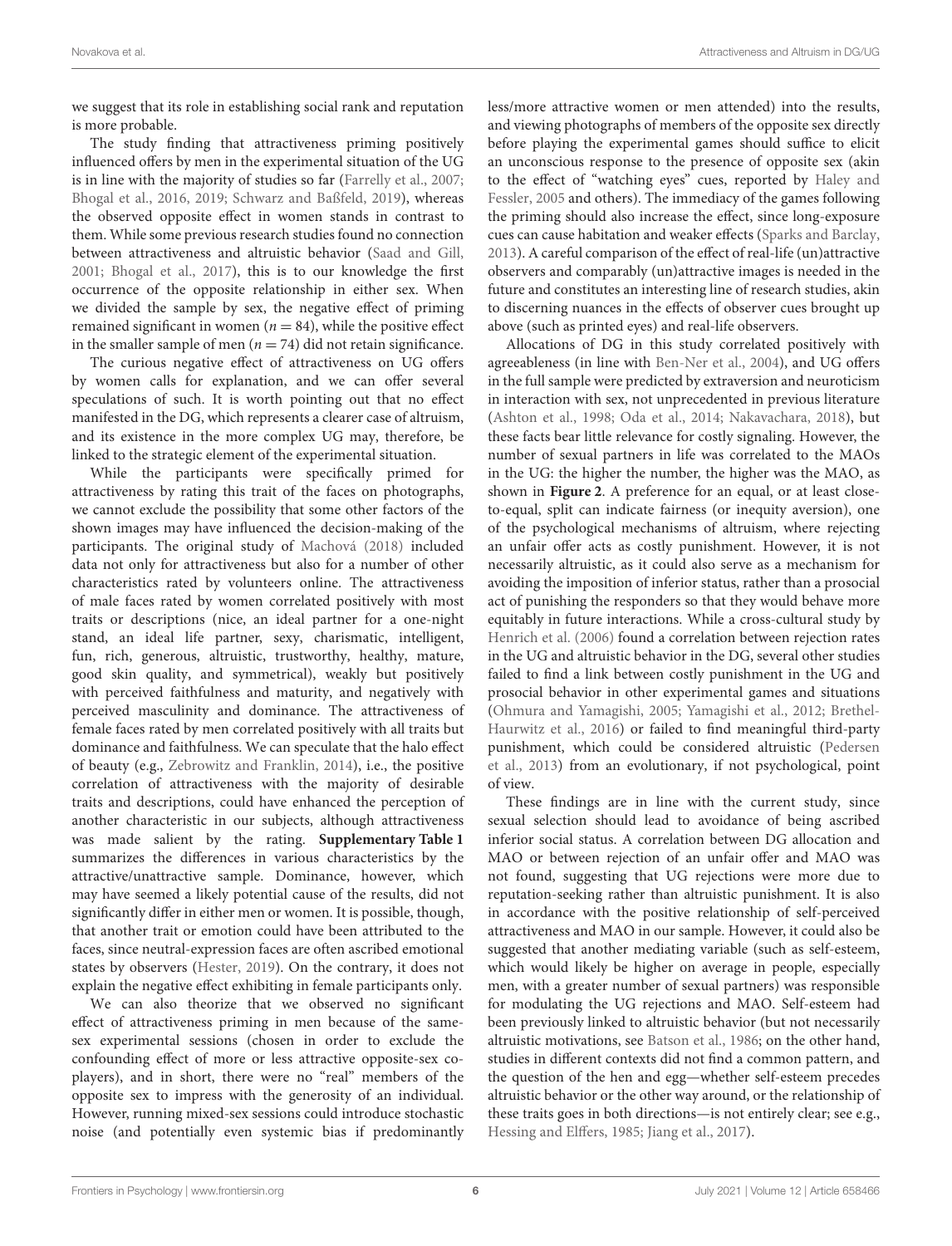we suggest that its role in establishing social rank and reputation is more probable.

The study finding that attractiveness priming positively influenced offers by men in the experimental situation of the UG is in line with the majority of studies so far (Farrelly et al., 2007; Bhogal et al., 2016, 2019; Schwarz and Baßfeld, 2019), whereas the observed opposite effect in women stands in contrast to them. While some previous research studies found no connection between attractiveness and altruistic behavior (Saad and Gill, 2001; Bhogal et al., 2017), this is to our knowledge the first occurrence of the opposite relationship in either sex. When we divided the sample by sex, the negative effect of priming remained significant in women ($n = 84$), while the positive effect in the smaller sample of men ($n = 74$) did not retain significance.

The curious negative effect of attractiveness on UG offers by women calls for explanation, and we can offer several speculations of such. It is worth pointing out that no effect manifested in the DG, which represents a clearer case of altruism, and its existence in the more complex UG may, therefore, be linked to the strategic element of the experimental situation.

While the participants were specifically primed for attractiveness by rating this trait of the faces on photographs, we cannot exclude the possibility that some other factors of the shown images may have influenced the decision-making of the participants. The original study of Machová (2018) included data not only for attractiveness but also for a number of other characteristics rated by volunteers online. The attractiveness of male faces rated by women correlated positively with most traits or descriptions (nice, an ideal partner for a one-night stand, an ideal life partner, sexy, charismatic, intelligent, fun, rich, generous, altruistic, trustworthy, healthy, mature, good skin quality, and symmetrical), weakly but positively with perceived faithfulness and maturity, and negatively with perceived masculinity and dominance. The attractiveness of female faces rated by men correlated positively with all traits but dominance and faithfulness. We can speculate that the halo effect of beauty (e.g., Zebrowitz and Franklin, 2014), i.e., the positive correlation of attractiveness with the majority of desirable traits and descriptions, could have enhanced the perception of another characteristic in our subjects, although attractiveness was made salient by the rating. **Supplementary Table 1** summarizes the differences in various characteristics by the attractive/unattractive sample. Dominance, however, which may have seemed a likely potential cause of the results, did not significantly differ in either men or women. It is possible, though, that another trait or emotion could have been attributed to the faces, since neutral-expression faces are often ascribed emotional states by observers (Hester, 2019). On the contrary, it does not explain the negative effect exhibiting in female participants only.

We can also theorize that we observed no significant effect of attractiveness priming in men because of the same-sex experimental sessions (chosen in order to exclude the confounding effect of more or less attractive opposite-sex co-players), and in short, there were no "real" members of the opposite sex to impress with the generosity of an individual. However, running mixed-sex sessions could introduce stochastic noise (and potentially even systemic bias if predominantly less/more attractive women or men attended) into the results, and viewing photographs of members of the opposite sex directly before playing the experimental games should suffice to elicit an unconscious response to the presence of opposite sex (akin to the effect of "watching eyes" cues, reported by Haley and Fessler, 2005 and others). The immediacy of the games following the priming should also increase the effect, since long-exposure cues can cause habitation and weaker effects (Sparks and Barclay, 2013). A careful comparison of the effect of real-life (un)attractive observers and comparably (un)attractive images is needed in the future and constitutes an interesting line of research studies, akin to discerning nuances in the effects of observer cues brought up above (such as printed eyes) and real-life observers.

Allocations of DG in this study correlated positively with agreeableness (in line with Ben-Ner et al., 2004), and UG offers in the full sample were predicted by extraversion and neuroticism in interaction with sex, not unprecedented in previous literature (Ashton et al., 1998; Oda et al., 2014; Nakavachara, 2018), but these facts bear little relevance for costly signaling. However, the number of sexual partners in life was correlated to the MAOs in the UG: the higher the number, the higher was the MAO, as shown in **Figure 2**. A preference for an equal, or at least close-to-equal, split can indicate fairness (or inequity aversion), one of the psychological mechanisms of altruism, where rejecting an unfair offer acts as costly punishment. However, it is not necessarily altruistic, as it could also serve as a mechanism for avoiding the imposition of inferior status, rather than a prosocial act of punishing the responders so that they would behave more equitably in future interactions. While a cross-cultural study by Henrich et al. (2006) found a correlation between rejection rates in the UG and altruistic behavior in the DG, several other studies failed to find a link between costly punishment in the UG and prosocial behavior in other experimental games and situations (Ohmura and Yamagishi, 2005; Yamagishi et al., 2012; Brethel-Haurwitz et al., 2016) or failed to find meaningful third-party punishment, which could be considered altruistic (Pedersen et al., 2013) from an evolutionary, if not psychological, point of view.

These findings are in line with the current study, since sexual selection should lead to avoidance of being ascribed inferior social status. A correlation between DG allocation and MAO or between rejection of an unfair offer and MAO was not found, suggesting that UG rejections were more due to reputation-seeking rather than altruistic punishment. It is also in accordance with the positive relationship of self-perceived attractiveness and MAO in our sample. However, it could also be suggested that another mediating variable (such as self-esteem, which would likely be higher on average in people, especially men, with a greater number of sexual partners) was responsible for modulating the UG rejections and MAO. Self-esteem had been previously linked to altruistic behavior (but not necessarily altruistic motivations, see Batson et al., 1986; on the other hand, studies in different contexts did not find a common pattern, and the question of the hen and egg—whether self-esteem precedes altruistic behavior or the other way around, or the relationship of these traits goes in both directions—is not entirely clear; see e.g., Hessing and Elffers, 1985; Jiang et al., 2017).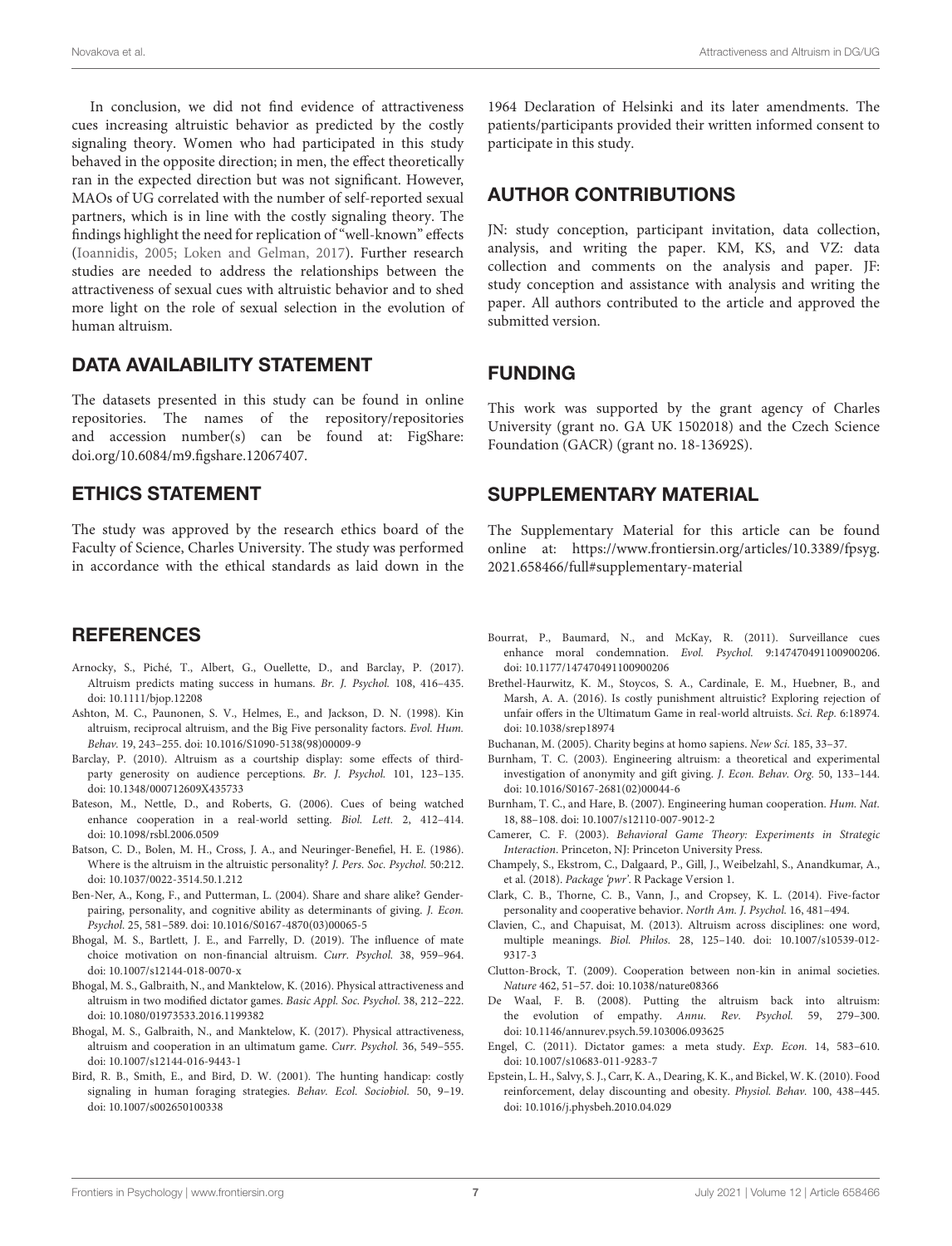In conclusion, we did not find evidence of attractiveness cues increasing altruistic behavior as predicted by the costly signaling theory. Women who had participated in this study behaved in the opposite direction; in men, the effect theoretically ran in the expected direction but was not significant. However, MAOs of UG correlated with the number of self-reported sexual partners, which is in line with the costly signaling theory. The findings highlight the need for replication of "well-known" effects (Ioannidis, 2005; Loken and Gelman, 2017). Further research studies are needed to address the relationships between the attractiveness of sexual cues with altruistic behavior and to shed more light on the role of sexual selection in the evolution of human altruism.

## DATA AVAILABILITY STATEMENT

The datasets presented in this study can be found in online repositories. The names of the repository/repositories and accession number(s) can be found at: FigShare: doi.org/10.6084/m9.figshare.12067407.

## ETHICS STATEMENT

The study was approved by the research ethics board of the Faculty of Science, Charles University. The study was performed in accordance with the ethical standards as laid down in the 1964 Declaration of Helsinki and its later amendments. The patients/participants provided their written informed consent to participate in this study.

## AUTHOR CONTRIBUTIONS

JN: study conception, participant invitation, data collection, analysis, and writing the paper. KM, KS, and VZ: data collection and comments on the analysis and paper. JF: study conception and assistance with analysis and writing the paper. All authors contributed to the article and approved the submitted version.

## FUNDING

This work was supported by the grant agency of Charles University (grant no. GA UK 1502018) and the Czech Science Foundation (GACR) (grant no. 18-13692S).

## SUPPLEMENTARY MATERIAL

The Supplementary Material for this article can be found online at: https://www.frontiersin.org/articles/10.3389/fpsyg.2021.658466/full#supplementary-material

## REFERENCES

Arnocky, S., Piché, T., Albert, G., Ouellette, D., and Barclay, P. (2017). Altruism predicts mating success in humans. *Br. J. Psychol.* 108, 416–435. doi: 10.1111/bjop.12208

Ashton, M. C., Paunonen, S. V., Helmes, E., and Jackson, D. N. (1998). Kin altruism, reciprocal altruism, and the Big Five personality factors. *Evol. Hum. Behav.* 19, 243–255. doi: 10.1016/S1090-5138(98)00009-9

Barclay, P. (2010). Altruism as a courtship display: some effects of third-party generosity on audience perceptions. *Br. J. Psychol.* 101, 123–135. doi: 10.1348/000712609X435733

Bateson, M., Nettle, D., and Roberts, G. (2006). Cues of being watched enhance cooperation in a real-world setting. *Biol. Lett.* 2, 412–414. doi: 10.1098/rsbl.2006.0509

Batson, C. D., Bolen, M. H., Cross, J. A., and Neuringer-Benefiel, H. E. (1986). Where is the altruism in the altruistic personality? *J. Pers. Soc. Psychol.* 50:212. doi: 10.1037/0022-3514.50.1.212

Ben-Ner, A., Kong, F., and Putterman, L. (2004). Share and share alike? Gender-pairing, personality, and cognitive ability as determinants of giving. *J. Econ. Psychol.* 25, 581–589. doi: 10.1016/S0167-4870(03)00065-5

Bhogal, M. S., Bartlett, J. E., and Farrelly, D. (2019). The influence of mate choice motivation on non-financial altruism. *Curr. Psychol.* 38, 959–964. doi: 10.1007/s12144-018-0070-x

Bhogal, M. S., Galbraith, N., and Manktelow, K. (2016). Physical attractiveness and altruism in two modified dictator games. *Basic Appl. Soc. Psychol.* 38, 212–222. doi: 10.1080/01973533.2016.1199382

Bhogal, M. S., Galbraith, N., and Manktelow, K. (2017). Physical attractiveness, altruism and cooperation in an ultimatum game. *Curr. Psychol.* 36, 549–555. doi: 10.1007/s12144-016-9443-1

Bird, R. B., Smith, E., and Bird, D. W. (2001). The hunting handicap: costly signaling in human foraging strategies. *Behav. Ecol. Sociobiol.* 50, 9–19. doi: 10.1007/s002650100338

Bourrat, P., Baumard, N., and McKay, R. (2011). Surveillance cues enhance moral condemnation. *Evol. Psychol.* 9:147470491100900206. doi: 10.1177/147470491100900206

Brethel-Haurwitz, K. M., Stoycos, S. A., Cardinale, E. M., Huebner, B., and Marsh, A. A. (2016). Is costly punishment altruistic? Exploring rejection of unfair offers in the Ultimatum Game in real-world altruists. *Sci. Rep.* 6:18974. doi: 10.1038/srep18974

Buchanan, M. (2005). Charity begins at homo sapiens. *New Sci.* 185, 33–37.

Burnham, T. C. (2003). Engineering altruism: a theoretical and experimental investigation of anonymity and gift giving. *J. Econ. Behav. Org.* 50, 133–144. doi: 10.1016/S0167-2681(02)00044-6

Burnham, T. C., and Hare, B. (2007). Engineering human cooperation. *Hum. Nat.* 18, 88–108. doi: 10.1007/s12110-007-9012-2

Camerer, C. F. (2003). *Behavioral Game Theory: Experiments in Strategic Interaction*. Princeton, NJ: Princeton University Press.

Champely, S., Ekstrom, C., Dalgaard, P., Gill, J., Weibelzahl, S., Anandkumar, A., et al. (2018). *Package 'pwr'*. R Package Version 1.

Clark, C. B., Thorne, C. B., Vann, J., and Cropsey, K. L. (2014). Five-factor personality and cooperative behavior. *North Am. J. Psychol.* 16, 481–494.

Clavien, C., and Chapuisat, M. (2013). Altruism across disciplines: one word, multiple meanings. *Biol. Philos.* 28, 125–140. doi: 10.1007/s10539-012-9317-3

Clutton-Brock, T. (2009). Cooperation between non-kin in animal societies. *Nature* 462, 51–57. doi: 10.1038/nature08366

De Waal, F. B. (2008). Putting the altruism back into altruism: the evolution of empathy. *Annu. Rev. Psychol.* 59, 279–300. doi: 10.1146/annurev.psych.59.103006.093625

Engel, C. (2011). Dictator games: a meta study. *Exp. Econ.* 14, 583–610. doi: 10.1007/s10683-011-9283-7

Epstein, L. H., Salvy, S. J., Carr, K. A., Dearing, K. K., and Bickel, W. K. (2010). Food reinforcement, delay discounting and obesity. *Physiol. Behav.* 100, 438–445. doi: 10.1016/j.physbeh.2010.04.029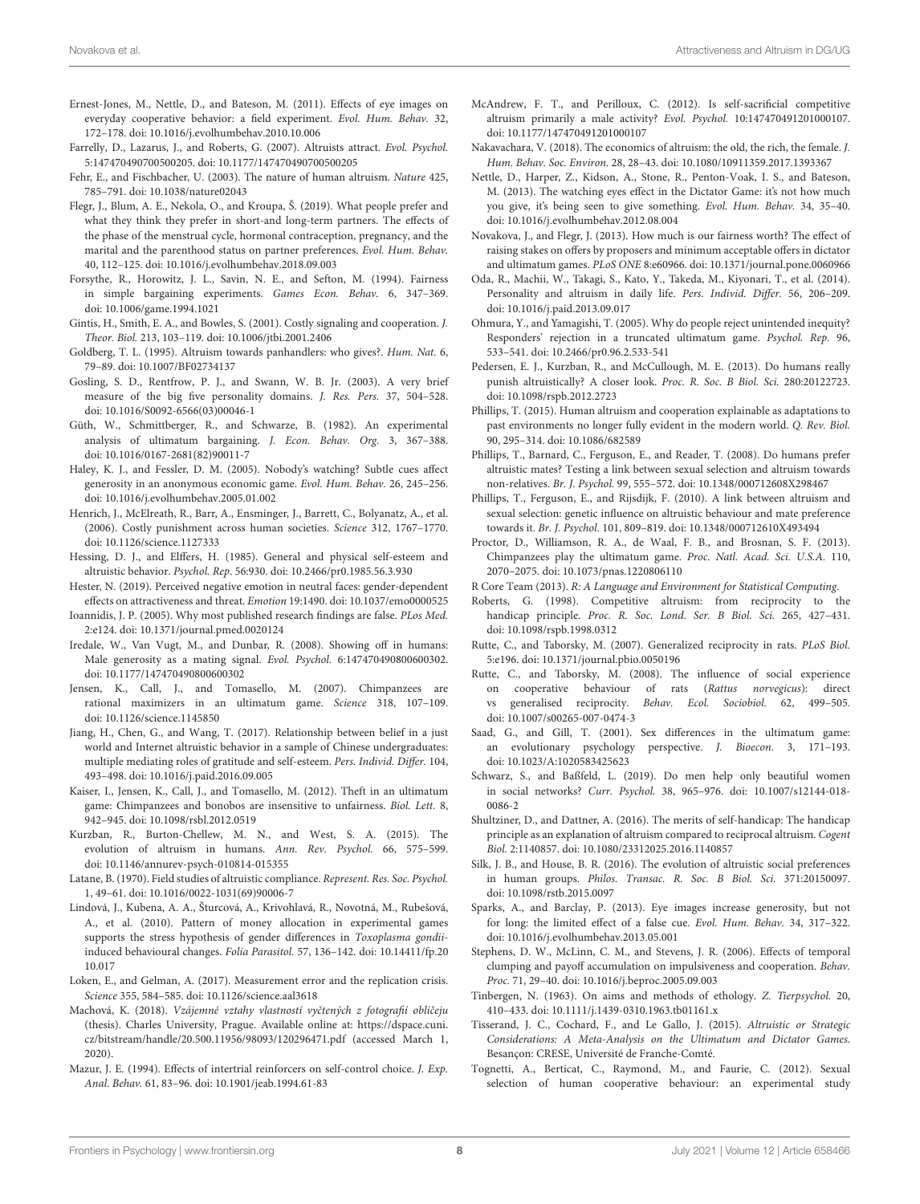Ernest-Jones, M., Nettle, D., and Bateson, M. (2011). Effects of eye images on everyday cooperative behavior: a field experiment. *Evol. Hum. Behav.* 32, 172–178. doi: 10.1016/j.evolhumbehav.2010.10.006

Farrelly, D., Lazarus, J., and Roberts, G. (2007). Altruists attract. *Evol. Psychol.* 5:147470490700500205. doi: 10.1177/147470490700500205

Fehr, E., and Fischbacher, U. (2003). The nature of human altruism. *Nature* 425, 785–791. doi: 10.1038/nature02043

Flegr, J., Blum, A. E., Nekola, O., and Kroupa, Š. (2019). What people prefer and what they think they prefer in short-and long-term partners. The effects of the phase of the menstrual cycle, hormonal contraception, pregnancy, and the marital and the parenthood status on partner preferences. *Evol. Hum. Behav.* 40, 112–125. doi: 10.1016/j.evolhumbehav.2018.09.003

Forsythe, R., Horowitz, J. L., Savin, N. E., and Sefton, M. (1994). Fairness in simple bargaining experiments. *Games Econ. Behav.* 6, 347–369. doi: 10.1006/game.1994.1021

Gintis, H., Smith, E. A., and Bowles, S. (2001). Costly signaling and cooperation. *J. Theor. Biol.* 213, 103–119. doi: 10.1006/jtbi.2001.2406

Goldberg, T. L. (1995). Altruism towards panhandlers: who gives?. *Hum. Nat.* 6, 79–89. doi: 10.1007/BF02734137

Gosling, S. D., Rentfrow, P. J., and Swann, W. B. Jr. (2003). A very brief measure of the big five personality domains. *J. Res. Pers.* 37, 504–528. doi: 10.1016/S0092-6566(03)00046-1

Güth, W., Schmittberger, R., and Schwarze, B. (1982). An experimental analysis of ultimatum bargaining. *J. Econ. Behav. Org.* 3, 367–388. doi: 10.1016/0167-2681(82)90011-7

Haley, K. J., and Fessler, D. M. (2005). Nobody's watching? Subtle cues affect generosity in an anonymous economic game. *Evol. Hum. Behav.* 26, 245–256. doi: 10.1016/j.evolhumbehav.2005.01.002

Henrich, J., McElreath, R., Barr, A., Ensminger, J., Barrett, C., Bolyanatz, A., et al. (2006). Costly punishment across human societies. *Science* 312, 1767–1770. doi: 10.1126/science.1127333

Hessing, D. J., and Elffers, H. (1985). General and physical self-esteem and altruistic behavior. *Psychol. Rep.* 56:930. doi: 10.2466/pr0.1985.56.3.930

Hester, N. (2019). Perceived negative emotion in neutral faces: gender-dependent effects on attractiveness and threat. *Emotion* 19:1490. doi: 10.1037/emo0000525

Ioannidis, J. P. (2005). Why most published research findings are false. *PLos Med.* 2:e124. doi: 10.1371/journal.pmed.0020124

Iredale, W., Van Vugt, M., and Dunbar, R. (2008). Showing off in humans: Male generosity as a mating signal. *Evol. Psychol.* 6:147470490800600302. doi: 10.1177/147470490800600302

Jensen, K., Call, J., and Tomasello, M. (2007). Chimpanzees are rational maximizers in an ultimatum game. *Science* 318, 107–109. doi: 10.1126/science.1145850

Jiang, H., Chen, G., and Wang, T. (2017). Relationship between belief in a just world and Internet altruistic behavior in a sample of Chinese undergraduates: multiple mediating roles of gratitude and self-esteem. *Pers. Individ. Differ.* 104, 493–498. doi: 10.1016/j.paid.2016.09.005

Kaiser, I., Jensen, K., Call, J., and Tomasello, M. (2012). Theft in an ultimatum game: Chimpanzees and bonobos are insensitive to unfairness. *Biol. Lett.* 8, 942–945. doi: 10.1098/rsbl.2012.0519

Kurzban, R., Burton-Chellew, M. N., and West, S. A. (2015). The evolution of altruism in humans. *Ann. Rev. Psychol.* 66, 575–599. doi: 10.1146/annurev-psych-010814-015355

Latane, B. (1970). Field studies of altruistic compliance. *Represent. Res. Soc. Psychol.* 1, 49–61. doi: 10.1016/0022-1031(69)90006-7

Lindová, J., Kubena, A. A., Šturcová, A., Krivohlavá, R., Novotná, M., Rubešová, A., et al. (2010). Pattern of money allocation in experimental games supports the stress hypothesis of gender differences in *Toxoplasma gondii*-induced behavioural changes. *Folia Parasitol.* 57, 136–142. doi: 10.14411/fp.2010.017

Loken, E., and Gelman, A. (2017). Measurement error and the replication crisis. *Science* 355, 584–585. doi: 10.1126/science.aal3618

Machová, K. (2018). *Vzájemné vztahy vlastností vyčtených z fotografií obličeju* (thesis). Charles University, Prague. Available online at: https://dspace.cuni.cz/bitstream/handle/20.500.11956/98093/120296471.pdf (accessed March 1, 2020).

Mazur, J. E. (1994). Effects of intertrial reinforcers on self-control choice. *J. Exp. Anal. Behav.* 61, 83–96. doi: 10.1901/jeab.1994.61-83

McAndrew, F. T., and Perilloux, C. (2012). Is self-sacrificial competitive altruism primarily a male activity? *Evol. Psychol.* 10:147470491201000107. doi: 10.1177/147470491201000107

Nakavachara, V. (2018). The economics of altruism: the old, the rich, the female. *J. Hum. Behav. Soc. Environ.* 28, 28–43. doi: 10.1080/10911359.2017.1393367

Nettle, D., Harper, Z., Kidson, A., Stone, R., Penton-Voak, I. S., and Bateson, M. (2013). The watching eyes effect in the Dictator Game: it's not how much you give, it's being seen to give something. *Evol. Hum. Behav.* 34, 35–40. doi: 10.1016/j.evolhumbehav.2012.08.004

Novakova, J., and Flegr, J. (2013). How much is our fairness worth? The effect of raising stakes on offers by proposers and minimum acceptable offers in dictator and ultimatum games. *PLoS ONE* 8:e60966. doi: 10.1371/journal.pone.0060966

Oda, R., Machii, W., Takagi, S., Kato, Y., Takeda, M., Kiyonari, T., et al. (2014). Personality and altruism in daily life. *Pers. Individ. Differ.* 56, 206–209. doi: 10.1016/j.paid.2013.09.017

Ohmura, Y., and Yamagishi, T. (2005). Why do people reject unintended inequity? Responders' rejection in a truncated ultimatum game. *Psychol. Rep.* 96, 533–541. doi: 10.2466/pr0.96.2.533-541

Pedersen, E. J., Kurzban, R., and McCullough, M. E. (2013). Do humans really punish altruistically? A closer look. *Proc. R. Soc. B Biol. Sci.* 280:20122723. doi: 10.1098/rspb.2012.2723

Phillips, T. (2015). Human altruism and cooperation explainable as adaptations to past environments no longer fully evident in the modern world. *Q. Rev. Biol.* 90, 295–314. doi: 10.1086/682589

Phillips, T., Barnard, C., Ferguson, E., and Reader, T. (2008). Do humans prefer altruistic mates? Testing a link between sexual selection and altruism towards non-relatives. *Br. J. Psychol.* 99, 555–572. doi: 10.1348/000712608X298467

Phillips, T., Ferguson, E., and Rijsdijk, F. (2010). A link between altruism and sexual selection: genetic influence on altruistic behaviour and mate preference towards it. *Br. J. Psychol.* 101, 809–819. doi: 10.1348/000712610X493494

Proctor, D., Williamson, R. A., de Waal, F. B., and Brosnan, S. F. (2013). Chimpanzees play the ultimatum game. *Proc. Natl. Acad. Sci. U.S.A.* 110, 2070–2075. doi: 10.1073/pnas.1220806110

R Core Team (2013). *R: A Language and Environment for Statistical Computing.*

Roberts, G. (1998). Competitive altruism: from reciprocity to the handicap principle. *Proc. R. Soc. Lond. Ser. B Biol. Sci.* 265, 427–431. doi: 10.1098/rspb.1998.0312

Rutte, C., and Taborsky, M. (2007). Generalized reciprocity in rats. *PLoS Biol.* 5:e196. doi: 10.1371/journal.pbio.0050196

Rutte, C., and Taborsky, M. (2008). The influence of social experience on cooperative behaviour of rats (*Rattus norvegicus*): direct vs generalised reciprocity. *Behav. Ecol. Sociobiol.* 62, 499–505. doi: 10.1007/s00265-007-0474-3

Saad, G., and Gill, T. (2001). Sex differences in the ultimatum game: an evolutionary psychology perspective. *J. Bioecon.* 3, 171–193. doi: 10.1023/A:1020583425623

Schwarz, S., and Baßfeld, L. (2019). Do men help only beautiful women in social networks? *Curr. Psychol.* 38, 965–976. doi: 10.1007/s12144-018-0086-2

Shultziner, D., and Dattner, A. (2016). The merits of self-handicap: The handicap principle as an explanation of altruism compared to reciprocal altruism. *Cogent Biol.* 2:1140857. doi: 10.1080/23312025.2016.1140857

Silk, J. B., and House, B. R. (2016). The evolution of altruistic social preferences in human groups. *Philos. Transac. R. Soc. B Biol. Sci.* 371:20150097. doi: 10.1098/rstb.2015.0097

Sparks, A., and Barclay, P. (2013). Eye images increase generosity, but not for long: the limited effect of a false cue. *Evol. Hum. Behav.* 34, 317–322. doi: 10.1016/j.evolhumbehav.2013.05.001

Stephens, D. W., McLinn, C. M., and Stevens, J. R. (2006). Effects of temporal clumping and payoff accumulation on impulsiveness and cooperation. *Behav. Proc.* 71, 29–40. doi: 10.1016/j.beproc.2005.09.003

Tinbergen, N. (1963). On aims and methods of ethology. *Z. Tierpsychol.* 20, 410–433. doi: 10.1111/j.1439-0310.1963.tb01161.x

Tisserand, J. C., Cochard, F., and Le Gallo, J. (2015). *Altruistic or Strategic Considerations: A Meta-Analysis on the Ultimatum and Dictator Games.* Besançon: CRESE, Université de Franche-Comté.

Tognetti, A., Berticat, C., Raymond, M., and Faurie, C. (2012). Sexual selection of human cooperative behaviour: an experimental study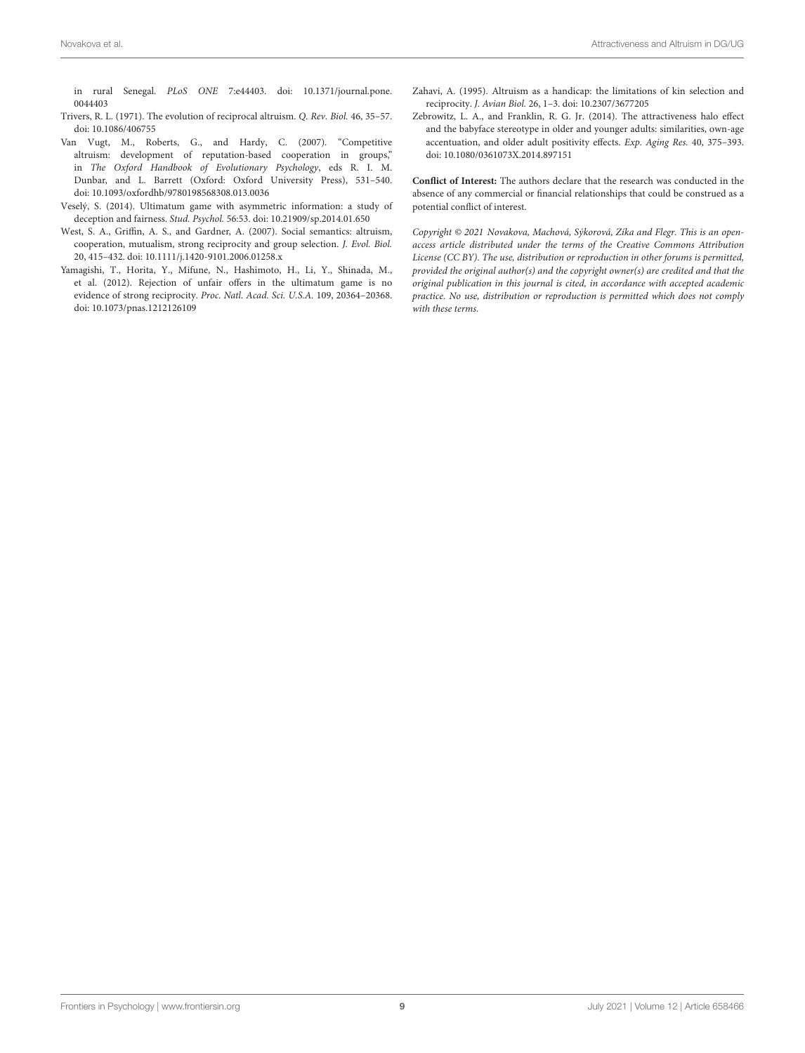in rural Senegal. *PLoS ONE* 7:e44403. doi: 10.1371/journal.pone.0044403

Trivers, R. L. (1971). The evolution of reciprocal altruism. *Q. Rev. Biol.* 46, 35–57. doi: 10.1086/406755

Van Vugt, M., Roberts, G., and Hardy, C. (2007). "Competitive altruism: development of reputation-based cooperation in groups," in *The Oxford Handbook of Evolutionary Psychology*, eds R. I. M. Dunbar, and L. Barrett (Oxford: Oxford University Press), 531–540. doi: 10.1093/oxfordhb/9780198568308.013.0036

Veselý, S. (2014). Ultimatum game with asymmetric information: a study of deception and fairness. *Stud. Psychol.* 56:53. doi: 10.21909/sp.2014.01.650

West, S. A., Griffin, A. S., and Gardner, A. (2007). Social semantics: altruism, cooperation, mutualism, strong reciprocity and group selection. *J. Evol. Biol.* 20, 415–432. doi: 10.1111/j.1420-9101.2006.01258.x

Yamagishi, T., Horita, Y., Mifune, N., Hashimoto, H., Li, Y., Shinada, M., et al. (2012). Rejection of unfair offers in the ultimatum game is no evidence of strong reciprocity. *Proc. Natl. Acad. Sci. U.S.A.* 109, 20364–20368. doi: 10.1073/pnas.1212126109

Zahavi, A. (1995). Altruism as a handicap: the limitations of kin selection and reciprocity. *J. Avian Biol.* 26, 1–3. doi: 10.2307/3677205

Zebrowitz, L. A., and Franklin, R. G. Jr. (2014). The attractiveness halo effect and the babyface stereotype in older and younger adults: similarities, own-age accentuation, and older adult positivity effects. *Exp. Aging Res.* 40, 375–393. doi: 10.1080/0361073X.2014.897151

**Conflict of Interest:** The authors declare that the research was conducted in the absence of any commercial or financial relationships that could be construed as a potential conflict of interest.

*Copyright © 2021 Novakova, Machová, Sýkorová, Zíka and Flegr. This is an open-access article distributed under the terms of the Creative Commons Attribution License (CC BY). The use, distribution or reproduction in other forums is permitted, provided the original author(s) and the copyright owner(s) are credited and that the original publication in this journal is cited, in accordance with accepted academic practice. No use, distribution or reproduction is permitted which does not comply with these terms.*